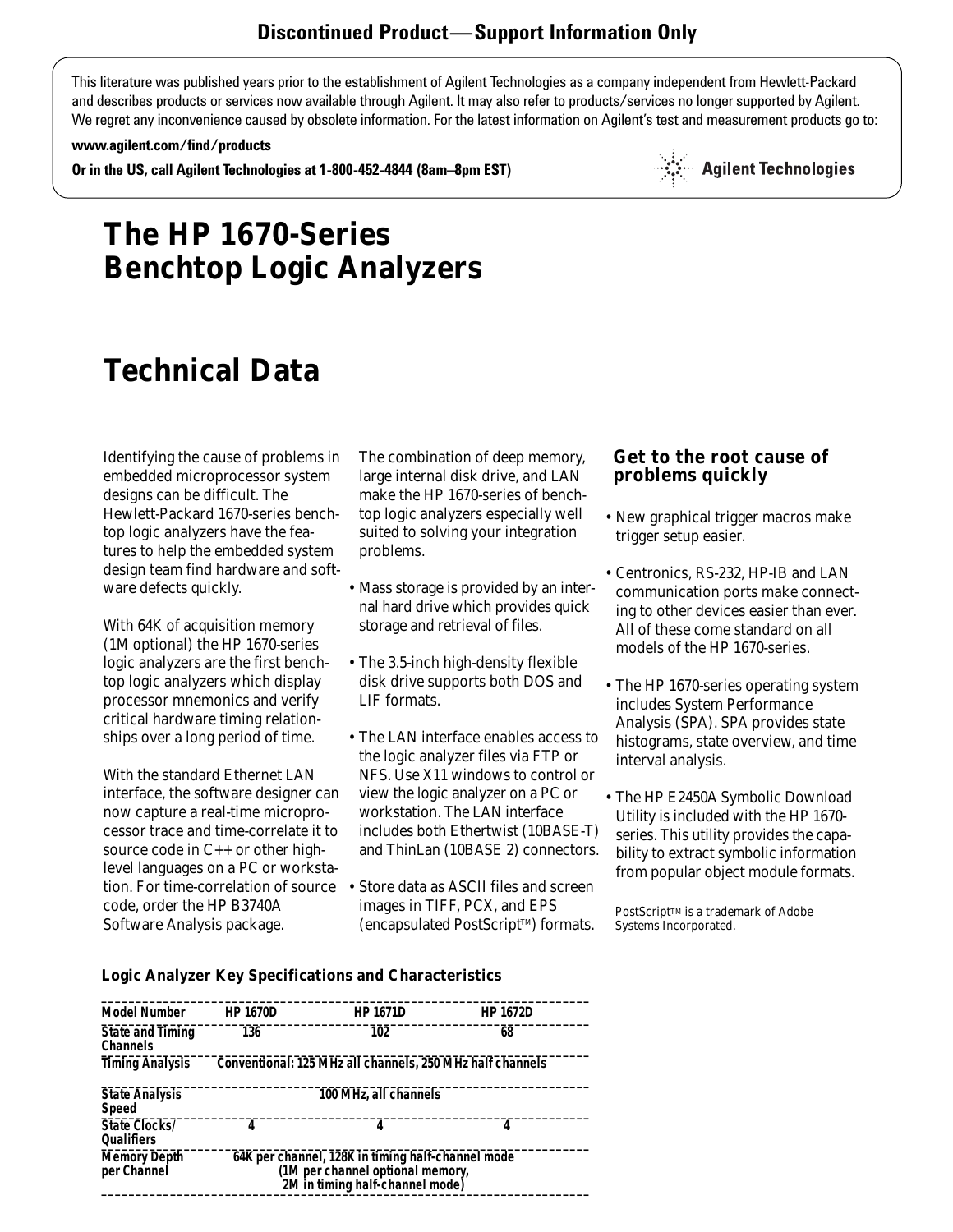**Discontinued Product—Support Information Only**

This literature was published years prior to the establishment of Agilent Technologies as a company independent from Hewlett-Packard and describes products or services now available through Agilent. It may also refer to products/services no longer supported by Agilent. We regret any inconvenience caused by obsolete information. For the latest information on Agilent's test and measurement products go to:

**www.agilent.com/find/products**

**Or in the US, call Agilent Technologies at 1-800-452-4844 (8am–8pm EST)**

**Agilent Technologies**

# The HP 1670-Series Benchtop Logic Analyzers

# Technical Data

Identifying the cause of problems in embedded microprocessor system designs can be difficult. The Hewlett-Packard 1670-series benchtop logic analyzers have the features to help the embedded system design team find hardware and software defects quickly.

With 64K of acquisition memory (1M optional) the HP 1670-series logic analyzers are the first benchtop logic analyzers which display processor mnemonics and verify critical hardware timing relationships over a long period of time.

With the standard Ethernet LAN interface, the software designer can now capture a real-time microprocessor trace and time-correlate it to source code in C++ or other high-level languages on a PC or workstation. For time-correlation of source code, order the HP B3740A Software Analysis package.

The combination of deep memory, large internal disk drive, and LAN make the HP 1670-series of benchtop logic analyzers especially well suited to solving your integration problems.

- Mass storage is provided by an internal hard drive which provides quick storage and retrieval of files.
- The 3.5-inch high-density flexible disk drive supports both DOS and LIF formats.
- The LAN interface enables access to the logic analyzer files via FTP or NFS. Use X11 windows to control or view the logic analyzer on a PC or workstation. The LAN interface includes both Ethertwist (10BASE-T) and ThinLan (10BASE 2) connectors.
- Store data as ASCII files and screen images in TIFF, PCX, and EPS (encapsulated PostScript™) formats.

### Get to the root cause of problems quickly

- New graphical trigger macros make trigger setup easier.
- Centronics, RS-232, HP-IB and LAN communication ports make connecting to other devices easier than ever. All of these come standard on all models of the HP 1670-series.
- The HP 1670-series operating system includes System Performance Analysis (SPA). SPA provides state histograms, state overview, and time interval analysis.
- The HP E2450A Symbolic Download Utility is included with the HP 1670-series. This utility provides the capability to extract symbolic information from popular object module formats.

PostScript™ is a trademark of Adobe Systems Incorporated.

**Logic Analyzer Key Specifications and Characteristics**

| Model Number | HP 1670D | HP 1671D | HP 1672D |
|---|---|---|---|
| State and Timing Channels | 136 | 102 | 68 |
| Timing Analysis | Conventional: 125 MHz all channels, 250 MHz half channels | | |
| State Analysis Speed | 100 MHz, all channels | | |
| State Clocks/ Qualifiers | 4 | 4 | 4 |
| Memory Depth per Channel | 64K per channel, 128K in timing half-channel mode (1M per channel optional memory, 2M in timing half-channel mode) | | |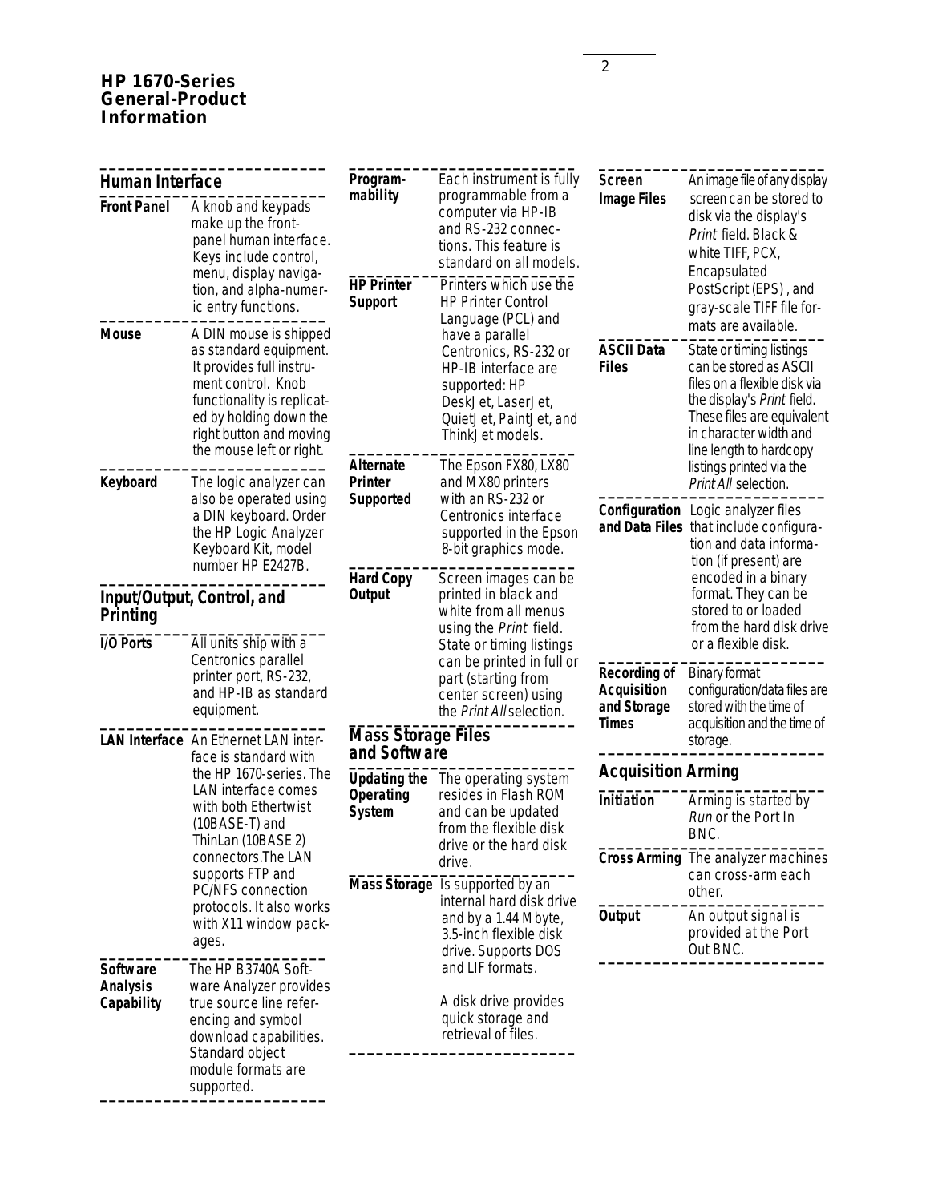## Human Interface

**Front Panel** A knob and keypads make up the front-panel human interface. Keys include control, menu, display navigation, and alpha-numeric entry functions.

**Mouse** A DIN mouse is shipped as standard equipment. It provides full instrument control. Knob functionality is replicated by holding down the right button and moving the mouse left or right.

**Keyboard** The logic analyzer can also be operated using a DIN keyboard. Order the HP Logic Analyzer Keyboard Kit, model number HP E2427B.

## Input/Output, Control, and Printing

**I/O Ports** All units ship with a Centronics parallel printer port, RS-232, and HP-IB as standard equipment.

**LAN Interface** An Ethernet LAN interface is standard with the HP 1670-series. The LAN interface comes with both Ethertwist (10BASE-T) and ThinLan (10BASE 2) connectors.The LAN supports FTP and PC/NFS connection protocols. It also works with X11 window packages.

**Software Analysis Capability** The HP B3740A Software Analyzer provides true source line referencing and symbol download capabilities. Standard object module formats are supported.

**Programmability** Each instrument is fully programmable from a computer via HP-IB and RS-232 connections. This feature is standard on all models.

**HP Printer Support** Printers which use the HP Printer Control Language (PCL) and have a parallel Centronics, RS-232 or HP-IB interface are supported: HP DeskJet, LaserJet, QuietJet, PaintJet, and ThinkJet models.

**Alternate Printer Supported** The Epson FX80, LX80 and MX80 printers with an RS-232 or Centronics interface supported in the Epson 8-bit graphics mode.

**Hard Copy Output** Screen images can be printed in black and white from all menus using the *Print* field. State or timing listings can be printed in full or part (starting from center screen) using the *Print All* selection.

## Mass Storage Files and Software

**Updating the Operating System** The operating system resides in Flash ROM and can be updated from the flexible disk drive or the hard disk drive.

**Mass Storage** Is supported by an internal hard disk drive and by a 1.44 Mbyte, 3.5-inch flexible disk drive. Supports DOS and LIF formats.

A disk drive provides quick storage and retrieval of files.

**Screen Image Files** An image file of any display screen can be stored to disk via the display's *Print* field. Black & white TIFF, PCX, Encapsulated PostScript (EPS), and gray-scale TIFF file formats are available.

**ASCII Data Files** State or timing listings can be stored as ASCII files on a flexible disk via the display's *Print* field. These files are equivalent in character width and line length to hardcopy listings printed via the *Print All* selection.

**Configuration and Data Files** Logic analyzer files that include configuration and data information (if present) are encoded in a binary format. They can be stored to or loaded from the hard disk drive or a flexible disk.

**Recording of Acquisition and Storage Times** Binary format configuration/data files are stored with the time of acquisition and the time of storage.

## Acquisition Arming

**Initiation** Arming is started by *Run* or the Port In BNC.

**Cross Arming** The analyzer machines can cross-arm each other.

**Output** An output signal is provided at the Port Out BNC.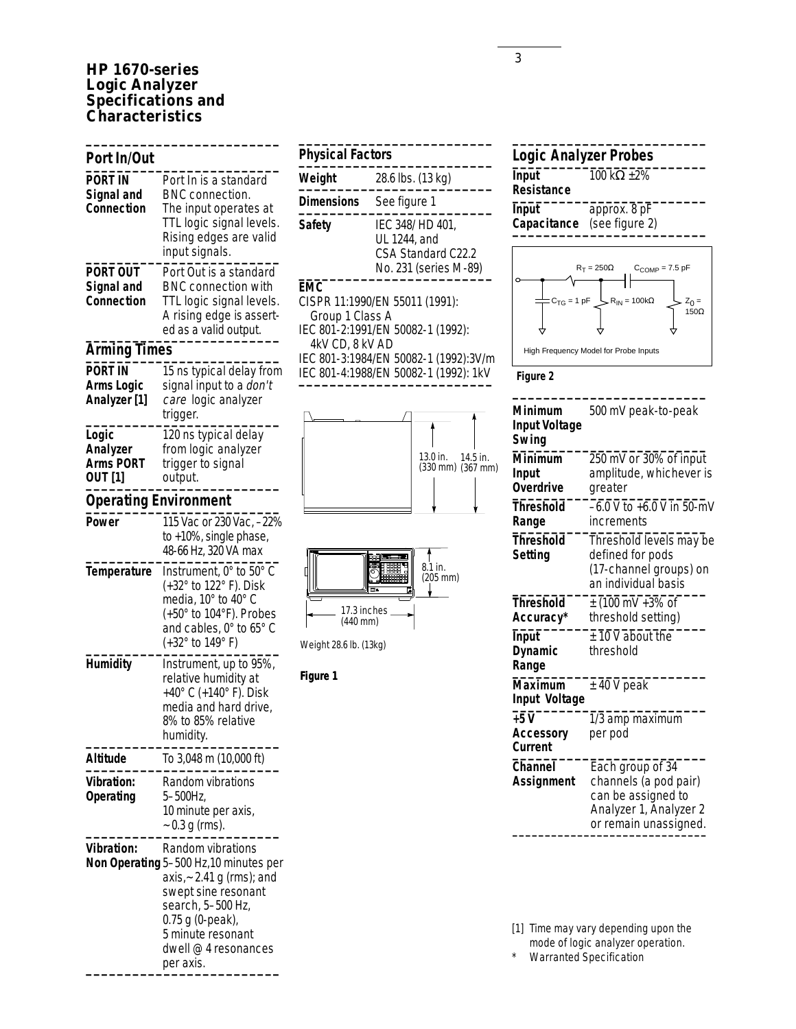# HP 1670-series Logic Analyzer Specifications and Characteristics

## Port In/Out

| | |
|---|---|
| **PORT IN Signal and Connection** | Port In is a standard BNC connection. The input operates at TTL logic signal levels. Rising edges are valid input signals. |
| **PORT OUT Signal and Connection** | Port Out is a standard BNC connection with TTL logic signal levels. A rising edge is asserted as a valid output. |

## Arming Times

| | |
|---|---|
| **PORT IN Arms Logic Analyzer [1]** | 15 ns typical delay from signal input to a *don't care* logic analyzer trigger. |
| **Logic Analyzer Arms PORT OUT [1]** | 120 ns typical delay from logic analyzer trigger to signal output. |

## Operating Environment

| | |
|---|---|
| **Power** | 115 Vac or 230 Vac, –22% to +10%, single phase, 48-66 Hz, 320 VA max |
| **Temperature** | Instrument, 0° to 50° C (+32° to 122° F). Disk media, 10° to 40° C (+50° to 104°F). Probes and cables, 0° to 65° C (+32° to 149° F) |
| **Humidity** | Instrument, up to 95%, relative humidity at +40° C (+140° F). Disk media and hard drive, 8% to 85% relative humidity. |
| **Altitude** | To 3,048 m (10,000 ft) |
| **Vibration: Operating** | Random vibrations 5–500Hz, 10 minute per axis, ~ 0.3 g (rms). |
| **Vibration: Non Operating** | Random vibrations 5–500 Hz,10 minutes per axis,~ 2.41 g (rms); and swept sine resonant search, 5–500 Hz, 0.75 g (0-peak), 5 minute resonant dwell @ 4 resonances per axis. |

## Physical Factors

| | |
|---|---|
| **Weight** | 28.6 lbs. (13 kg) |
| **Dimensions** | See figure 1 |
| **Safety** | IEC 348/ HD 401, UL 1244, and CSA Standard C22.2 No. 231 (series M-89) |

**EMC**

CISPR 11:1990/EN 55011 (1991): Group 1 Class A
IEC 801-2:1991/EN 50082-1 (1992): 4kV CD, 8 kV AD
IEC 801-3:1984/EN 50082-1 (1992):3V/m
IEC 801-4:1988/EN 50082-1 (1992): 1kV

13.0 in. (330 mm) 14.5 in. (367 mm)

8.1 in. (205 mm)

17.3 inches (440 mm)

Weight 28.6 lb. (13kg)

**Figure 1**

## Logic Analyzer Probes

| | |
|---|---|
| **Input Resistance** | 100 kΩ ±2% |
| **Input Capacitance** | approx. 8 pF (see figure 2) |

$R_T$ = 250Ω $C_{COMP}$ = 7.5 pF $C_{TG}$ = 1 pF $R_{IN}$ = 100kΩ $Z_0$ = 150Ω

High Frequency Model for Probe Inputs

**Figure 2**

| | |
|---|---|
| **Minimum Input Voltage Swing** | 500 mV peak-to-peak |
| **Minimum Input Overdrive** | 250 mV or 30% of input amplitude, whichever is greater |
| **Threshold Range** | –6.0 V to +6.0 V in 50-mV increments |
| **Threshold Setting** | Threshold levels may be defined for pods (17-channel groups) on an individual basis |
| **Threshold Accuracy*** | ± (100 mV +3% of threshold setting) |
| **Input Dynamic Range** | ± 10 V about the threshold |
| **Maximum Input Voltage** | ± 40 V peak |
| **+5 V Accessory Current** | 1/3 amp maximum per pod |
| **Channel Assignment** | Each group of 34 channels (a pod pair) can be assigned to Analyzer 1, Analyzer 2 or remain unassigned. |

[1] Time may vary depending upon the mode of logic analyzer operation.

\* Warranted Specification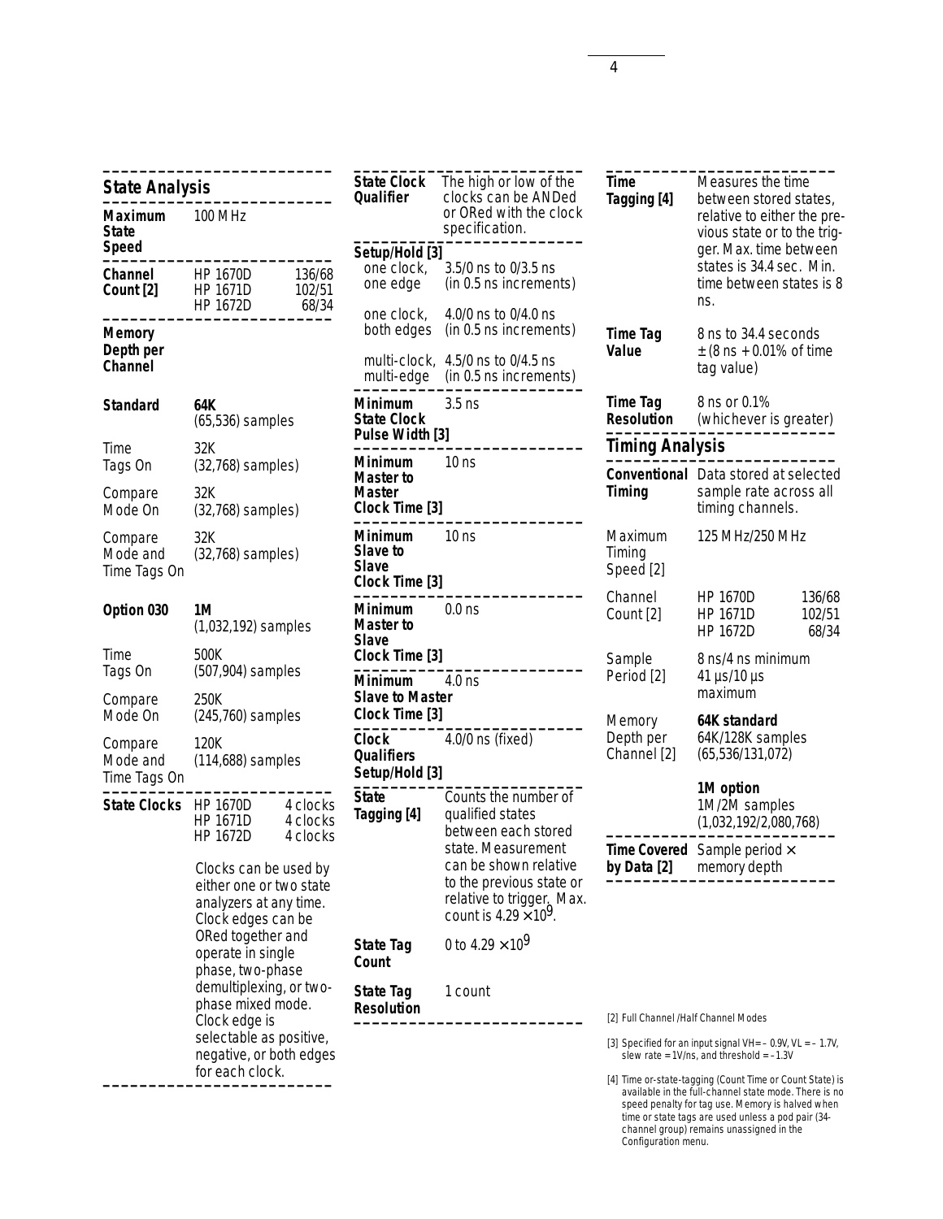## State Analysis

| | | |
|---|---|---|
| **Maximum State Speed** | 100 MHz | |
| **Channel Count [2]** | HP 1670D | 136/68 |
| | HP 1671D | 102/51 |
| | HP 1672D | 68/34 |
| **Memory Depth per Channel** | | |
| **Standard** | **64K** (65,536) samples | |
| Time Tags On | 32K (32,768) samples) | |
| Compare Mode On | 32K (32,768) samples) | |
| Compare Mode and Time Tags On | 32K (32,768) samples) | |
| **Option 030** | **1M** (1,032,192) samples | |
| Time Tags On | 500K (507,904) samples | |
| Compare Mode On | 250K (245,760) samples | |
| Compare Mode and Time Tags On | 120K (114,688) samples | |
| **State Clocks** | HP 1670D | 4 clocks |
| | HP 1671D | 4 clocks |
| | HP 1672D | 4 clocks |

Clocks can be used by either one or two state analyzers at any time. Clock edges can be ORed together and operate in single phase, two-phase demultiplexing, or two-phase mixed mode. Clock edge is selectable as positive, negative, or both edges for each clock.

| | |
|---|---|
| **State Clock Qualifier** | The high or low of the clocks can be ANDed or ORed with the clock specification. |
| **Setup/Hold [3]** | |
| one clock, one edge | 3.5/0 ns to 0/3.5 ns (in 0.5 ns increments) |
| one clock, both edges | 4.0/0 ns to 0/4.0 ns (in 0.5 ns increments) |
| multi-clock, multi-edge | 4.5/0 ns to 0/4.5 ns (in 0.5 ns increments) |
| **Minimum State Clock Pulse Width [3]** | 3.5 ns |
| **Minimum Master to Master Clock Time [3]** | 10 ns |
| **Minimum Slave to Slave Clock Time [3]** | 10 ns |
| **Minimum Master to Slave Clock Time [3]** | 0.0 ns |
| **Minimum Slave to Master Clock Time [3]** | 4.0 ns |
| **Clock Qualifiers Setup/Hold [3]** | 4.0/0 ns (fixed) |
| **State Tagging [4]** | Counts the number of qualified states between each stored state. Measurement can be shown relative to the previous state or relative to trigger. Max. count is $4.29 \times 10^9$. |
| **State Tag Count** | 0 to $4.29 \times 10^9$ |
| **State Tag Resolution** | 1 count |
| **Time Tagging [4]** | Measures the time between stored states, relative to either the previous state or to the trigger. Max. time between states is 34.4 sec. Min. time between states is 8 ns. |
| **Time Tag Value** | 8 ns to 34.4 seconds ± (8 ns + 0.01% of time tag value) |
| **Time Tag Resolution** | 8 ns or 0.1% (whichever is greater) |

## Timing Analysis

| | | |
|---|---|---|
| **Conventional Timing** | Data stored at selected sample rate across all timing channels. | |
| Maximum Timing Speed [2] | 125 MHz/250 MHz | |
| Channel Count [2] | HP 1670D | 136/68 |
| | HP 1671D | 102/51 |
| | HP 1672D | 68/34 |
| Sample Period [2] | 8 ns/4 ns minimum 41 µs/10 µs maximum | |
| Memory Depth per Channel [2] | **64K standard** 64K/128K samples (65,536/131,072) | |
| | **1M option** 1M/2M samples (1,032,192/2,080,768) | |
| **Time Covered by Data [2]** | Sample period × memory depth | |

[2] Full Channel /Half Channel Modes

[3] Specified for an input signal VH= – 0.9V, VL = – 1.7V, slew rate = 1V/ns, and threshold = –1.3V

[4] Time or-state-tagging (Count Time or Count State) is available in the full-channel state mode. There is no speed penalty for tag use. Memory is halved when time or state tags are used unless a pod pair (34-channel group) remains unassigned in the Configuration menu.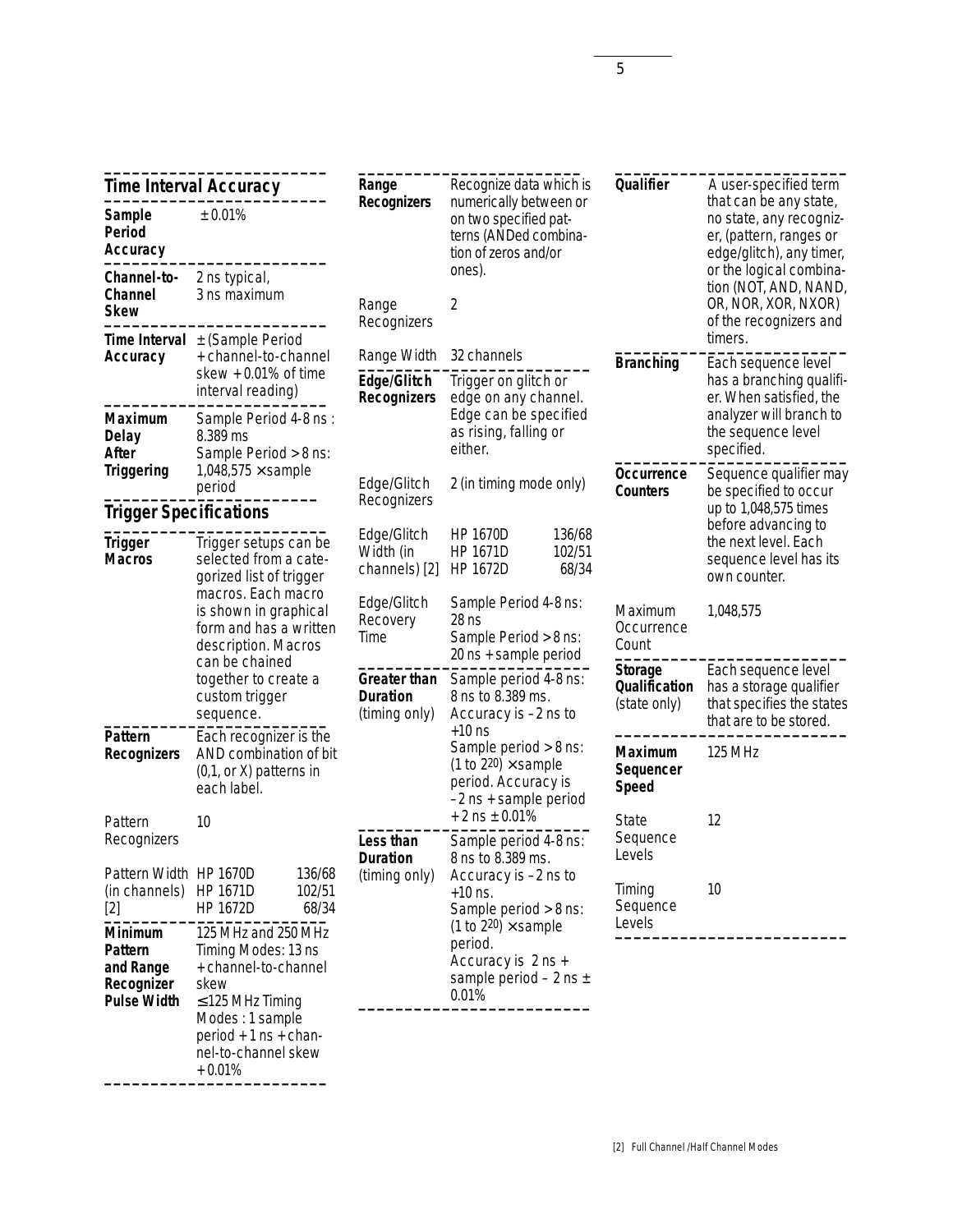## Time Interval Accuracy

| | |
|---|---|
| **Sample Period Accuracy** | ± 0.01% |
| **Channel-to-Channel Skew** | 2 ns typical, 3 ns maximum |
| **Time Interval Accuracy** | ± (Sample Period + channel-to-channel skew + 0.01% of time interval reading) |
| **Maximum Delay After Triggering** | Sample Period 4-8 ns : 8.389 ms<br>Sample Period > 8 ns: 1,048,575 × sample period |

## Trigger Specifications

| | |
|---|---|
| **Trigger Macros** | Trigger setups can be selected from a categorized list of trigger macros. Each macro is shown in graphical form and has a written description. Macros can be chained together to create a custom trigger sequence. |
| **Pattern Recognizers** | Each recognizer is the AND combination of bit (0,1, or X) patterns in each label. |
| Pattern Recognizers | 10 |
| Pattern Width (in channels) [2] | HP 1670D 136/68<br>HP 1671D 102/51<br>HP 1672D 68/34 |
| **Minimum Pattern and Range Recognizer Pulse Width** | 125 MHz and 250 MHz Timing Modes: 13 ns + channel-to-channel skew<br>≤125 MHz Timing Modes : 1 sample period + 1 ns + channel-to-channel skew + 0.01% |
| **Range Recognizers** | Recognize data which is numerically between or on two specified patterns (ANDed combination of zeros and/or ones). |
| Range Recognizers | 2 |
| Range Width | 32 channels |
| **Edge/Glitch Recognizers** | Trigger on glitch or edge on any channel. Edge can be specified as rising, falling or either. |
| Edge/Glitch Recognizers | 2 (in timing mode only) |
| Edge/Glitch Width (in channels) [2] | HP 1670D 136/68<br>HP 1671D 102/51<br>HP 1672D 68/34 |
| Edge/Glitch Recovery Time | Sample Period 4-8 ns: 28 ns<br>Sample Period > 8 ns: 20 ns + sample period |
| **Greater than Duration** (timing only) | Sample period 4-8 ns: 8 ns to 8.389 ms. Accuracy is –2 ns to +10 ns<br>Sample period > 8 ns: (1 to $2^{20}$) × sample period. Accuracy is –2 ns + sample period + 2 ns ± 0.01% |
| **Less than Duration** (timing only) | Sample period 4-8 ns: 8 ns to 8.389 ms. Accuracy is –2 ns to +10 ns.<br>Sample period > 8 ns: (1 to $2^{20}$) × sample period. Accuracy is 2 ns + sample period – 2 ns ± 0.01% |
| **Qualifier** | A user-specified term that can be any state, no state, any recognizer, (pattern, ranges or edge/glitch), any timer, or the logical combination (NOT, AND, NAND, OR, NOR, XOR, NXOR) of the recognizers and timers. |
| **Branching** | Each sequence level has a branching qualifier. When satisfied, the analyzer will branch to the sequence level specified. |
| **Occurrence Counters** | Sequence qualifier may be specified to occur up to 1,048,575 times before advancing to the next level. Each sequence level has its own counter. |
| Maximum Occurrence Count | 1,048,575 |
| **Storage Qualification** (state only) | Each sequence level has a storage qualifier that specifies the states that are to be stored. |
| **Maximum Sequencer Speed** | 125 MHz |
| State Sequence Levels | 12 |
| Timing Sequence Levels | 10 |

[2] Full Channel /Half Channel Modes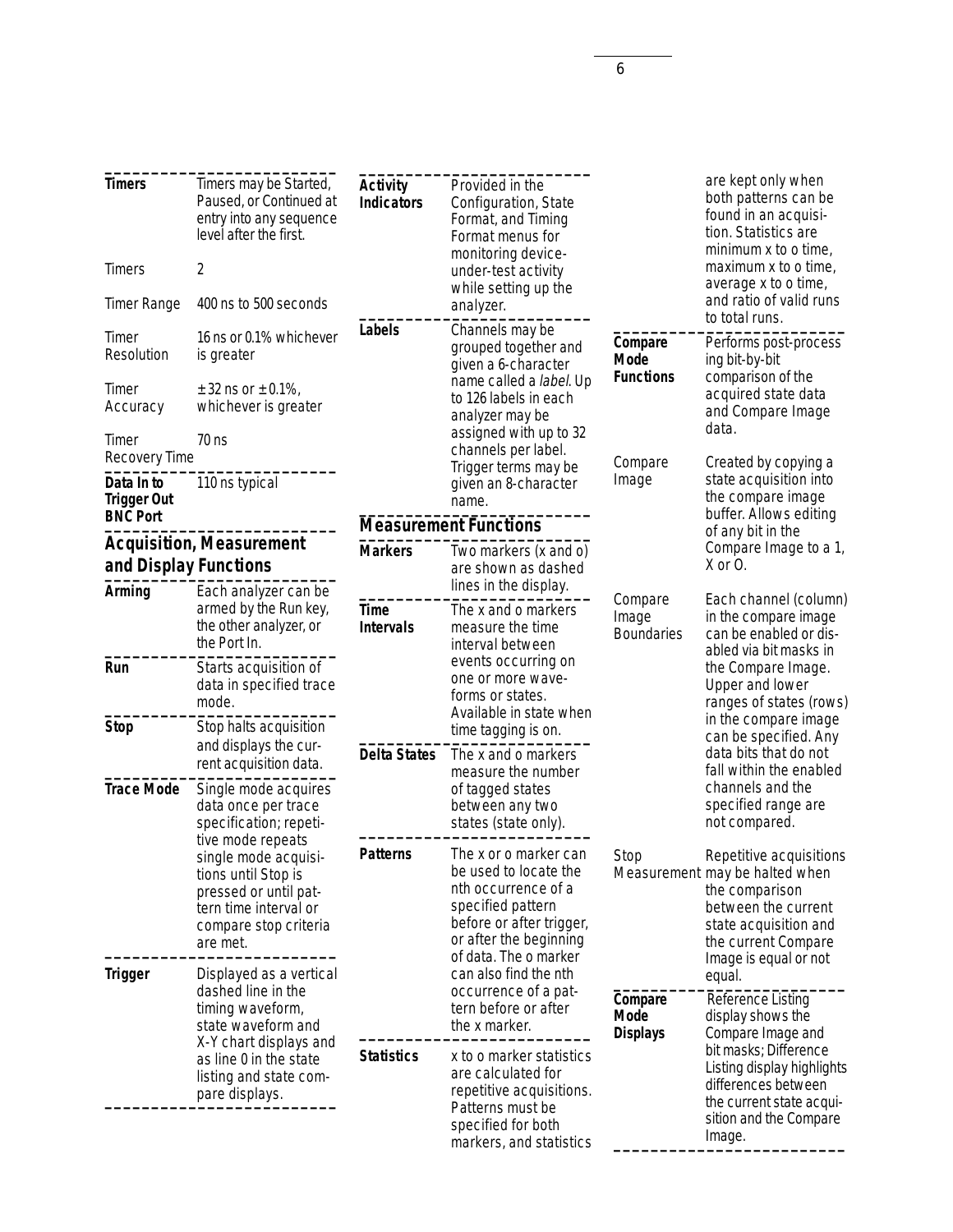| | |
|---|---|
| **Timers** | Timers may be Started, Paused, or Continued at entry into any sequence level after the first. |
| Timers | 2 |
| Timer Range | 400 ns to 500 seconds |
| Timer Resolution | 16 ns or 0.1% whichever is greater |
| Timer Accuracy | ± 32 ns or ± 0.1%, whichever is greater |
| Timer Recovery Time | 70 ns |
| **Data In to Trigger Out BNC Port** | 110 ns typical |

## Acquisition, Measurement and Display Functions

| | |
|---|---|
| **Arming** | Each analyzer can be armed by the Run key, the other analyzer, or the Port In. |
| **Run** | Starts acquisition of data in specified trace mode. |
| **Stop** | Stop halts acquisition and displays the current acquisition data. |
| **Trace Mode** | Single mode acquires data once per trace specification; repetitive mode repeats single mode acquisitions until Stop is pressed or until pattern time interval or compare stop criteria are met. |
| **Trigger** | Displayed as a vertical dashed line in the timing waveform, state waveform and X-Y chart displays and as line 0 in the state listing and state compare displays. |
| **Activity Indicators** | Provided in the Configuration, State Format, and Timing Format menus for monitoring device-under-test activity while setting up the analyzer. |
| **Labels** | Channels may be grouped together and given a 6-character name called a *label*. Up to 126 labels in each analyzer may be assigned with up to 32 channels per label. Trigger terms may be given an 8-character name. |

## Measurement Functions

| | |
|---|---|
| **Markers** | Two markers (x and o) are shown as dashed lines in the display. |
| **Time Intervals** | The x and o markers measure the time interval between events occurring on one or more waveforms or states. Available in state when time tagging is on. |
| **Delta States** | The x and o markers measure the number of tagged states between any two states (state only). |
| **Patterns** | The x or o marker can be used to locate the nth occurrence of a specified pattern before or after trigger, or after the beginning of data. The o marker can also find the nth occurrence of a pattern before or after the x marker. |
| **Statistics** | x to o marker statistics are calculated for repetitive acquisitions. Patterns must be specified for both markers, and statistics are kept only when both patterns can be found in an acquisition. Statistics are minimum x to o time, maximum x to o time, average x to o time, and ratio of valid runs to total runs. |
| **Compare Mode Functions** | Performs post-processing bit-by-bit comparison of the acquired state data and Compare Image data. |
| Compare Image | Created by copying a state acquisition into the compare image buffer. Allows editing of any bit in the Compare Image to a 1, X or O. |
| Compare Image Boundaries | Each channel (column) in the compare image can be enabled or disabled via bit masks in the Compare Image. Upper and lower ranges of states (rows) in the compare image can be specified. Any data bits that do not fall within the enabled channels and the specified range are not compared. |
| Stop Measurement | Repetitive acquisitions may be halted when the comparison between the current state acquisition and the current Compare Image is equal or not equal. |
| **Compare Mode Displays** | Reference Listing display shows the Compare Image and bit masks; Difference Listing display highlights differences between the current state acquisition and the Compare Image. |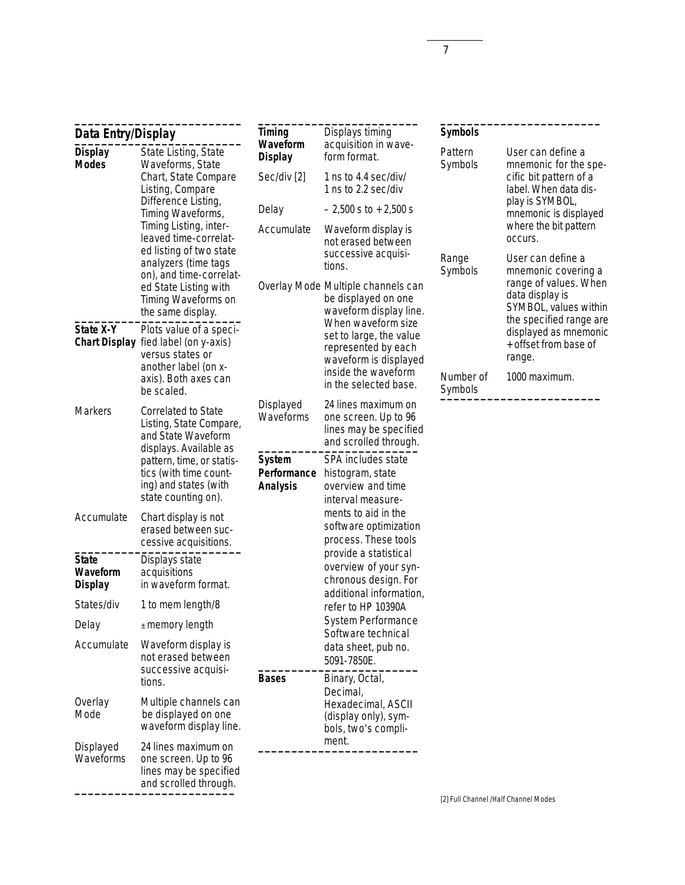## Data Entry/Display

| | |
|---|---|
| **Display Modes** | State Listing, State Waveforms, State Chart, State Compare Listing, Compare Difference Listing, Timing Waveforms, Timing Listing, interleaved time-correlated listing of two state analyzers (time tags on), and time-correlated State Listing with Timing Waveforms on the same display. |
| **State X-Y Chart Display** | Plots value of a specified label (on y-axis) versus states or another label (on x-axis). Both axes can be scaled. |
| Markers | Correlated to State Listing, State Compare, and State Waveform displays. Available as pattern, time, or statistics (with time counting) and states (with state counting on). |
| Accumulate | Chart display is not erased between successive acquisitions. |
| **State Waveform Display** | Displays state acquisitions in waveform format. |
| States/div | 1 to mem length/8 |
| Delay | ± memory length |
| Accumulate | Waveform display is not erased between successive acquisitions. |
| Overlay Mode | Multiple channels can be displayed on one waveform display line. |
| Displayed Waveforms | 24 lines maximum on one screen. Up to 96 lines may be specified and scrolled through. |
| **Timing Waveform Display** | Displays timing acquisition in waveform format. |
| Sec/div [2] | 1 ns to 4.4 sec/div/ 1 ns to 2.2 sec/div |
| Delay | – 2,500 s to + 2,500 s |
| Accumulate | Waveform display is not erased between successive acquisitions. |
| Overlay Mode | Multiple channels can be displayed on one waveform display line. When waveform size set to large, the value represented by each waveform is displayed inside the waveform in the selected base. |
| Displayed Waveforms | 24 lines maximum on one screen. Up to 96 lines may be specified and scrolled through. |
| **System Performance Analysis** | SPA includes state histogram, state overview and time interval measurements to aid in the software optimization process. These tools provide a statistical overview of your synchronous design. For additional information, refer to HP 10390A System Performance Software technical data sheet, pub no. 5091-7850E. |
| **Bases** | Binary, Octal, Decimal, Hexadecimal, ASCII (display only), symbols, two's compliment. |

## Symbols

| | |
|---|---|
| Pattern Symbols | User can define a mnemonic for the specific bit pattern of a label. When data display is SYMBOL, mnemonic is displayed where the bit pattern occurs. |
| Range Symbols | User can define a mnemonic covering a range of values. When data display is SYMBOL, values within the specified range are displayed as mnemonic + offset from base of range. |
| Number of Symbols | 1000 maximum. |

[2] Full Channel /Half Channel Modes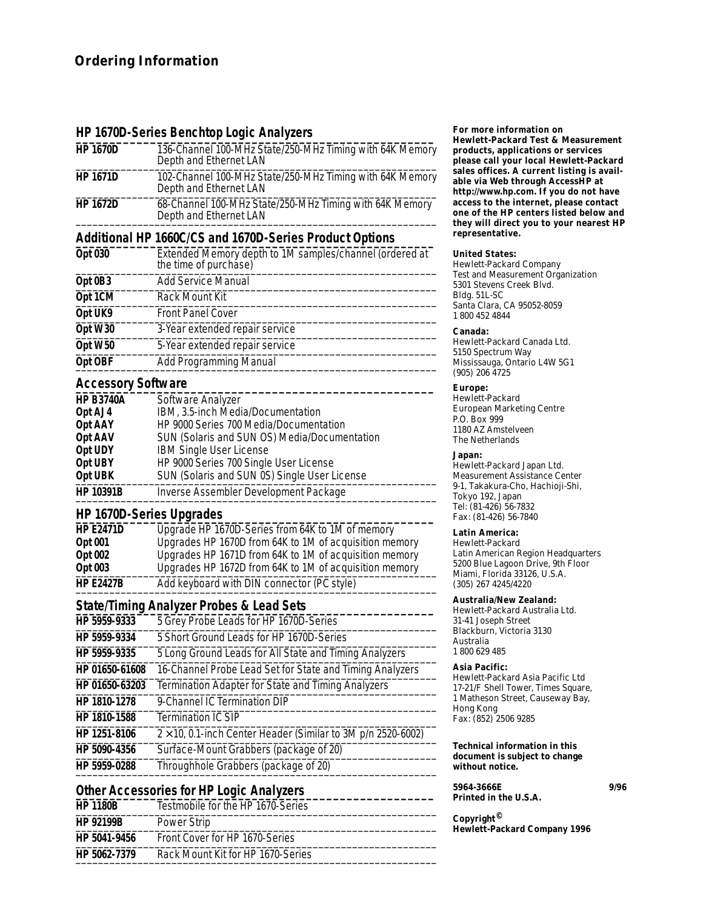## Ordering Information

### HP 1670D-Series Benchtop Logic Analyzers

| | |
|---|---|
| **HP 1670D** | 136-Channel 100-MHz State/250-MHz Timing with 64K Memory Depth and Ethernet LAN |
| **HP 1671D** | 102-Channel 100-MHz State/250-MHz Timing with 64K Memory Depth and Ethernet LAN |
| **HP 1672D** | 68-Channel 100-MHz State/250-MHz Timing with 64K Memory Depth and Ethernet LAN |

### Additional HP 1660C/CS and 1670D-Series Product Options

| | |
|---|---|
| **Opt 030** | Extended Memory depth to 1M samples/channel (ordered at the time of purchase) |
| **Opt 0B3** | Add Service Manual |
| **Opt 1CM** | Rack Mount Kit |
| **Opt UK9** | Front Panel Cover |
| **Opt W30** | 3-Year extended repair service |
| **Opt W50** | 5-Year extended repair service |
| **Opt OBF** | Add Programming Manual |

### Accessory Software

| | |
|---|---|
| **HP B3740A** | Software Analyzer |
| **Opt AJ4** | IBM, 3.5-inch Media/Documentation |
| **Opt AAY** | HP 9000 Series 700 Media/Documentation |
| **Opt AAV** | SUN (Solaris and SUN OS) Media/Documentation |
| **Opt UDY** | IBM Single User License |
| **Opt UBY** | HP 9000 Series 700 Single User License |
| **Opt UBK** | SUN (Solaris and SUN OS) Single User License |
| **HP 10391B** | Inverse Assembler Development Package |

### HP 1670D-Series Upgrades

| | |
|---|---|
| **HP E2471D** | Upgrade HP 1670D-Series from 64K to 1M of memory |
| **Opt 001** | Upgrades HP 1670D from 64K to 1M of acquisition memory |
| **Opt 002** | Upgrades HP 1671D from 64K to 1M of acquisition memory |
| **Opt 003** | Upgrades HP 1672D from 64K to 1M of acquisition memory |
| **HP E2427B** | Add keyboard with DIN connector (PC style) |

### State/Timing Analyzer Probes & Lead Sets

| | |
|---|---|
| **HP 5959-9333** | 5 Grey Probe Leads for HP 1670D-Series |
| **HP 5959-9334** | 5 Short Ground Leads for HP 1670D-Series |
| **HP 5959-9335** | 5 Long Ground Leads for All State and Timing Analyzers |
| **HP 01650-61608** | 16-Channel Probe Lead Set for State and Timing Analyzers |
| **HP 01650-63203** | Termination Adapter for State and Timing Analyzers |
| **HP 1810-1278** | 9-Channel IC Termination DIP |
| **HP 1810-1588** | Termination IC SIP |
| **HP 1251-8106** | 2 × 10, 0.1-inch Center Header (Similar to 3M p/n 2520-6002) |
| **HP 5090-4356** | Surface-Mount Grabbers (package of 20) |
| **HP 5959-0288** | Throughhole Grabbers (package of 20) |

### Other Accessories for HP Logic Analyzers

| | |
|---|---|
| **HP 1180B** | Testmobile for the HP 1670-Series |
| **HP 92199B** | Power Strip |
| **HP 5041-9456** | Front Cover for HP 1670-Series |
| **HP 5062-7379** | Rack Mount Kit for HP 1670-Series |

**For more information on Hewlett-Packard Test & Measurement products, applications or services please call your local Hewlett-Packard sales offices. A current listing is available via Web through AccessHP at http://www.hp.com. If you do not have access to the internet, please contact one of the HP centers listed below and they will direct you to your nearest HP representative.**

**United States:**
Hewlett-Packard Company
Test and Measurement Organization
5301 Stevens Creek Blvd.
Bldg. 51L-SC
Santa Clara, CA 95052-8059
1 800 452 4844

**Canada:**
Hewlett-Packard Canada Ltd.
5150 Spectrum Way
Mississauga, Ontario L4W 5G1
(905) 206 4725

**Europe:**
Hewlett-Packard
European Marketing Centre
P.O. Box 999
1180 AZ Amstelveen
The Netherlands

**Japan:**
Hewlett-Packard Japan Ltd.
Measurement Assistance Center
9-1, Takakura-Cho, Hachioji-Shi,
Tokyo 192, Japan
Tel: (81-426) 56-7832
Fax: (81-426) 56-7840

**Latin America:**
Hewlett-Packard
Latin American Region Headquarters
5200 Blue Lagoon Drive, 9th Floor
Miami, Florida 33126, U.S.A.
(305) 267 4245/4220

**Australia/New Zealand:**
Hewlett-Packard Australia Ltd.
31-41 Joseph Street
Blackburn, Victoria 3130
Australia
1 800 629 485

**Asia Pacific:**
Hewlett-Packard Asia Pacific Ltd
17-21/F Shell Tower, Times Square,
1 Matheson Street, Causeway Bay,
Hong Kong
Fax: (852) 2506 9285

**Technical information in this document is subject to change without notice.**

**5964-3666E** 9/96
**Printed in the U.S.A.**

**Copyright © Hewlett-Packard Company 1996**